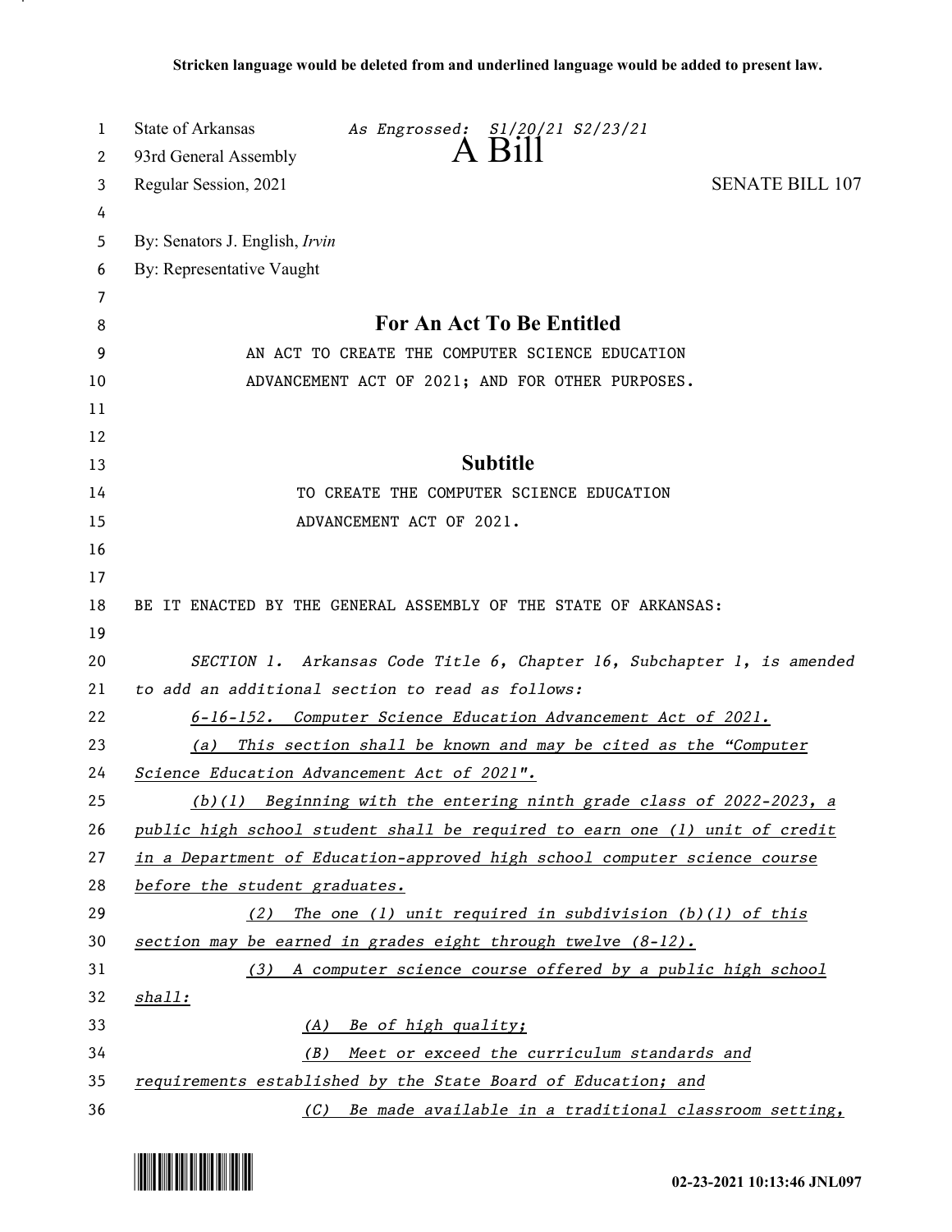Stricken language would be deleted from and underlined language would be added to present law.

State of Arkansas *As Engrossed: S1/20/21 S2/23/21*
93rd General Assembly
# A Bill
Regular Session, 2021 SENATE BILL 107

By: Senators J. English, *Irvin*
By: Representative Vaught

## For An Act To Be Entitled

AN ACT TO CREATE THE COMPUTER SCIENCE EDUCATION ADVANCEMENT ACT OF 2021; AND FOR OTHER PURPOSES.

## Subtitle

TO CREATE THE COMPUTER SCIENCE EDUCATION ADVANCEMENT ACT OF 2021.

BE IT ENACTED BY THE GENERAL ASSEMBLY OF THE STATE OF ARKANSAS:

*SECTION 1. Arkansas Code Title 6, Chapter 16, Subchapter 1, is amended to add an additional section to read as follows:*

*6-16-152. Computer Science Education Advancement Act of 2021.*

*(a) This section shall be known and may be cited as the "Computer Science Education Advancement Act of 2021".*

*(b)(1) Beginning with the entering ninth grade class of 2022-2023, a public high school student shall be required to earn one (1) unit of credit in a Department of Education-approved high school computer science course before the student graduates.*

*(2) The one (1) unit required in subdivision (b)(1) of this section may be earned in grades eight through twelve (8-12).*

*(3) A computer science course offered by a public high school shall:*

*(A) Be of high quality;*

*(B) Meet or exceed the curriculum standards and requirements established by the State Board of Education; and*

*(C) Be made available in a traditional classroom setting,*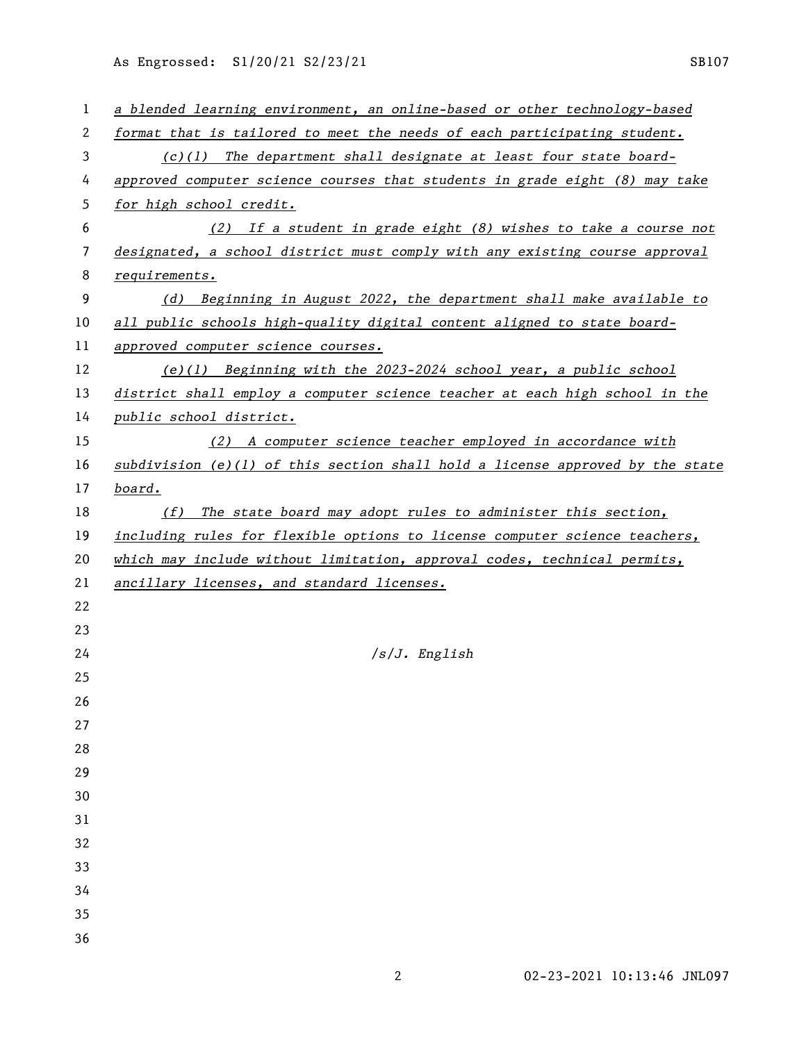*a blended learning environment, an online-based or other technology-based format that is tailored to meet the needs of each participating student.*

*(c)(1) The department shall designate at least four state board-approved computer science courses that students in grade eight (8) may take for high school credit.*

*(2) If a student in grade eight (8) wishes to take a course not designated, a school district must comply with any existing course approval requirements.*

*(d) Beginning in August 2022, the department shall make available to all public schools high-quality digital content aligned to state board-approved computer science courses.*

*(e)(1) Beginning with the 2023-2024 school year, a public school district shall employ a computer science teacher at each high school in the public school district.*

*(2) A computer science teacher employed in accordance with subdivision (e)(1) of this section shall hold a license approved by the state board.*

*(f) The state board may adopt rules to administer this section, including rules for flexible options to license computer science teachers, which may include without limitation, approval codes, technical permits, ancillary licenses, and standard licenses.*

*/s/J. English*